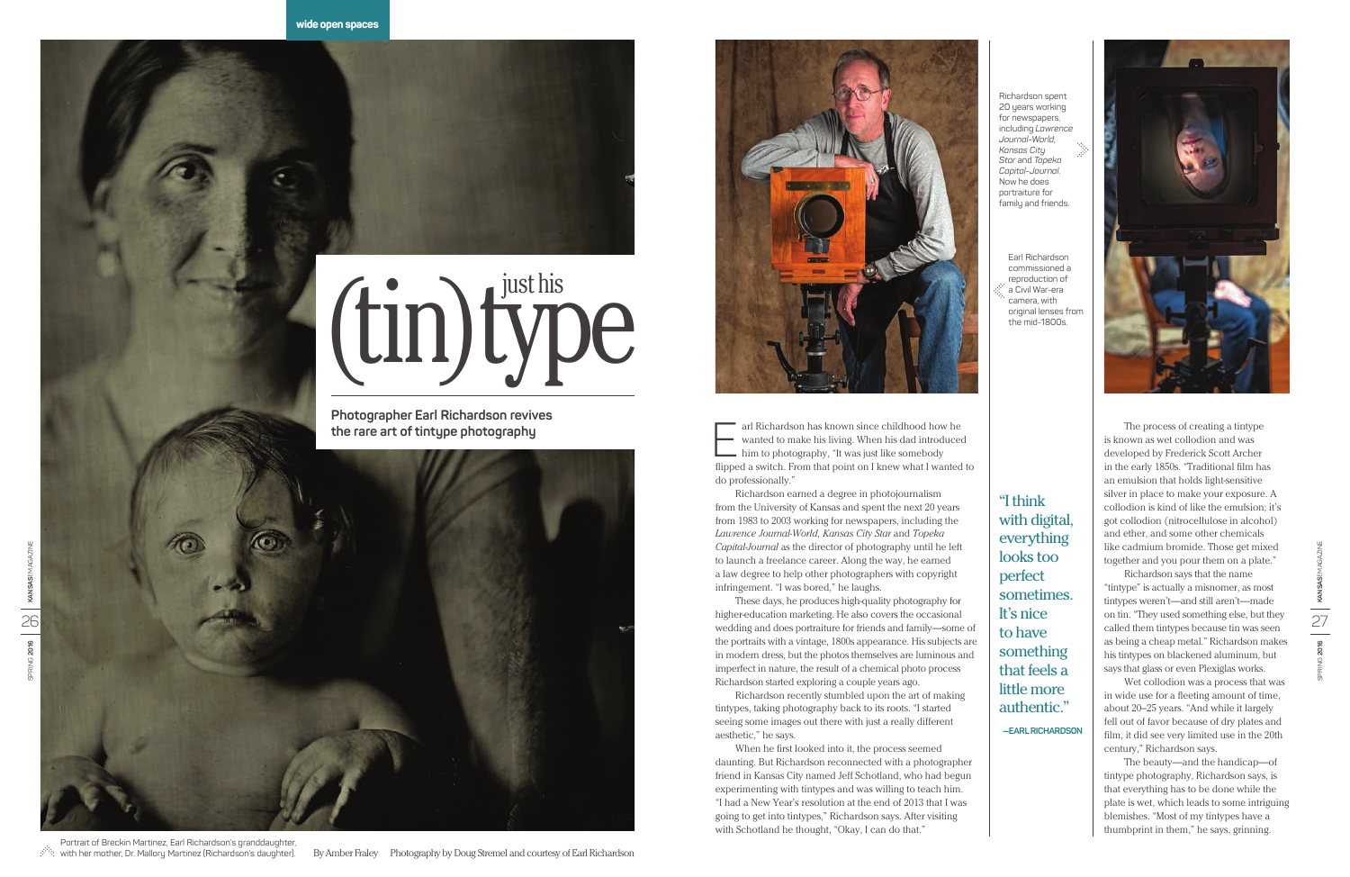# (tin)type just his

**Photographer Earl Richardson revives the rare art of tintype photography**

Richardson spent 20 years working for newspapers, including *Lawrence Journal-World*, *Kansas City Star* and *Topeka Capital-Journal*. Now he does portraiture for family and friends.

Earl Richardson commissioned a reproduction of a Civil War-era camera, with original lenses from the mid-1800s.

Earl Richardson has known since childhood how he wanted to make his living. When his dad introduced him to photography, "It was just like somebody flipped a switch. From that point on I knew what I wanted to do professionally."

Richardson earned a degree in photojournalism from the University of Kansas and spent the next 20 years from 1983 to 2003 working for newspapers, including the *Lawrence Journal-World*, *Kansas City Star* and *Topeka Capital-Journal* as the director of photography until he left to launch a freelance career. Along the way, he earned a law degree to help other photographers with copyright infringement. "I was bored," he laughs.

These days, he produces high-quality photography for higher-education marketing. He also covers the occasional wedding and does portraiture for friends and family—some of the portraits with a vintage, 1800s appearance. His subjects are in modern dress, but the photos themselves are luminous and imperfect in nature, the result of a chemical photo process Richardson started exploring a couple years ago.

Richardson recently stumbled upon the art of making tintypes, taking photography back to its roots. "I started seeing some images out there with just a really different aesthetic," he says.

When he first looked into it, the process seemed daunting. But Richardson reconnected with a photographer friend in Kansas City named Jeff Schotland, who had begun experimenting with tintypes and was willing to teach him. "I had a New Year's resolution at the end of 2013 that I was going to get into tintypes," Richardson says. After visiting with Schotland he thought, "Okay, I can do that."

"I think with digital, everything looks too perfect sometimes. It's nice to have something that feels a little more authentic."

—EARL RICHARDSON

The process of creating a tintype is known as wet collodion and was developed by Frederick Scott Archer in the early 1850s. "Traditional film has an emulsion that holds light-sensitive silver in place to make your exposure. A collodion is kind of like the emulsion; it's got collodion (nitrocellulose in alcohol) and ether, and some other chemicals like cadmium bromide. Those get mixed together and you pour them on a plate."

Richardson says that the name "tintype" is actually a misnomer, as most tintypes weren't—and still aren't—made on tin. "They used something else, but they called them tintypes because tin was seen as being a cheap metal." Richardson makes his tintypes on blackened aluminum, but says that glass or even Plexiglas works.

Wet collodion was a process that was in wide use for a fleeting amount of time, about 20–25 years. "And while it largely fell out of favor because of dry plates and film, it did see very limited use in the 20th century," Richardson says.

The beauty—and the handicap—of tintype photography, Richardson says, is that everything has to be done while the plate is wet, which leads to some intriguing blemishes. "Most of my tintypes have a thumbprint in them," he says, grinning.

Portrait of Breckin Martinez, Earl Richardson's granddaughter, with her mother, Dr. Mallory Martinez (Richardson's daughter).

By Amber Fraley    Photography by Doug Stremel and courtesy of Earl Richardson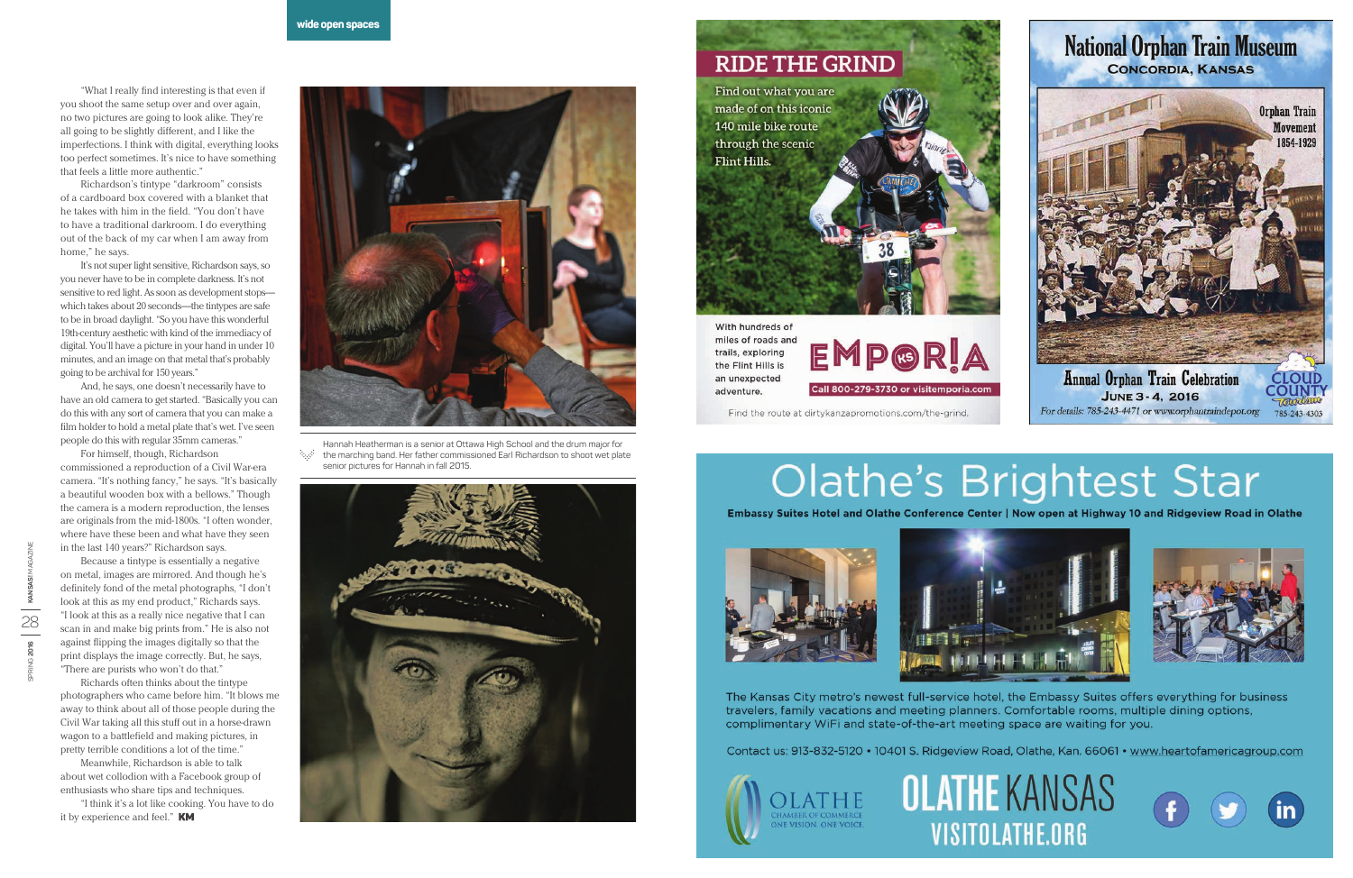"What I really find interesting is that even if you shoot the same setup over and over again, no two pictures are going to look alike. They're all going to be slightly different, and I like the imperfections. I think with digital, everything looks too perfect sometimes. It's nice to have something that feels a little more authentic."

Richardson's tintype "darkroom" consists of a cardboard box covered with a blanket that he takes with him in the field. "You don't have to have a traditional darkroom. I do everything out of the back of my car when I am away from home," he says.

It's not super light sensitive, Richardson says, so you never have to be in complete darkness. It's not sensitive to red light. As soon as development stops—which takes about 20 seconds—the tintypes are safe to be in broad daylight. "So you have this wonderful 19th-century aesthetic with kind of the immediacy of digital. You'll have a picture in your hand in under 10 minutes, and an image on that metal that's probably going to be archival for 150 years."

And, he says, one doesn't necessarily have to have an old camera to get started. "Basically you can do this with any sort of camera that you can make a film holder to hold a metal plate that's wet. I've seen people do this with regular 35mm cameras."

For himself, though, Richardson commissioned a reproduction of a Civil War-era camera. "It's nothing fancy," he says. "It's basically a beautiful wooden box with a bellows." Though the camera is a modern reproduction, the lenses are originals from the mid-1800s. "I often wonder, where have these been and what have they seen in the last 140 years?" Richardson says.

Because a tintype is essentially a negative on metal, images are mirrored. And though he's definitely fond of the metal photographs, "I don't look at this as my end product," Richards says. "I look at this as a really nice negative that I can scan in and make big prints from." He is also not against flipping the images digitally so that the print displays the image correctly. But, he says, "There are purists who won't do that."

Richards often thinks about the tintype photographers who came before him. "It blows me away to think about all of those people during the Civil War taking all this stuff out in a horse-drawn wagon to a battlefield and making pictures, in pretty terrible conditions a lot of the time."

Meanwhile, Richardson is able to talk about wet collodion with a Facebook group of enthusiasts who share tips and techniques.

"I think it's a lot like cooking. You have to do it by experience and feel." **KM**

Hannah Heatherman is a senior at Ottawa High School and the drum major for the marching band. Her father commissioned Earl Richardson to shoot wet plate senior pictures for Hannah in fall 2015.

## RIDE THE GRIND

Find out what you are made of on this iconic 140 mile bike route through the scenic Flint Hills.

With hundreds of miles of roads and trails, exploring the Flint Hills is an unexpected adventure.

EMPORIA KS

Call 800-279-3730 or visitemporia.com

Find the route at dirtykanzapromotions.com/the-grind.

## National Orphan Train Museum

CONCORDIA, KANSAS

Orphan Train Movement 1854-1929

Annual Orphan Train Celebration

JUNE 3-4, 2016

For details: 785-243-4471 or www.orphantraindepot.org

CLOUD COUNTY Tourism 785-243-4303

## Olathe's Brightest Star

**Embassy Suites Hotel and Olathe Conference Center | Now open at Highway 10 and Ridgeview Road in Olathe**

The Kansas City metro's newest full-service hotel, the Embassy Suites offers everything for business travelers, family vacations and meeting planners. Comfortable rooms, multiple dining options, complimentary WiFi and state-of-the-art meeting space are waiting for you.

Contact us: 913-832-5120 • 10401 S. Ridgeview Road, Olathe, Kan. 66061 • www.heartofamericagroup.com

OLATHE CHAMBER OF COMMERCE ONE VISION. ONE VOICE

OLATHE KANSAS

VISITOLATHE.ORG